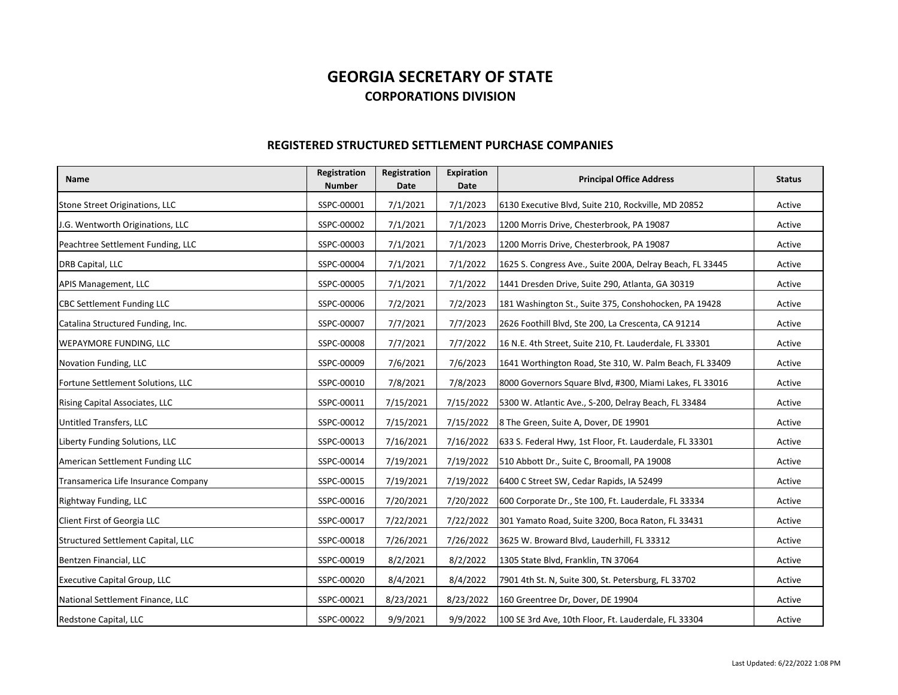# GEORGIA SECRETARY OF STATE

## CORPORATIONS DIVISION

### REGISTERED STRUCTURED SETTLEMENT PURCHASE COMPANIES

| Name | Registration Number | Registration Date | Expiration Date | Principal Office Address | Status |
|---|---|---|---|---|---|
| Stone Street Originations, LLC | SSPC-00001 | 7/1/2021 | 7/1/2023 | 6130 Executive Blvd, Suite 210, Rockville, MD 20852 | Active |
| J.G. Wentworth Originations, LLC | SSPC-00002 | 7/1/2021 | 7/1/2023 | 1200 Morris Drive, Chesterbrook, PA 19087 | Active |
| Peachtree Settlement Funding, LLC | SSPC-00003 | 7/1/2021 | 7/1/2023 | 1200 Morris Drive, Chesterbrook, PA 19087 | Active |
| DRB Capital, LLC | SSPC-00004 | 7/1/2021 | 7/1/2022 | 1625 S. Congress Ave., Suite 200A, Delray Beach, FL 33445 | Active |
| APIS Management, LLC | SSPC-00005 | 7/1/2021 | 7/1/2022 | 1441 Dresden Drive, Suite 290, Atlanta, GA 30319 | Active |
| CBC Settlement Funding LLC | SSPC-00006 | 7/2/2021 | 7/2/2023 | 181 Washington St., Suite 375, Conshohocken, PA 19428 | Active |
| Catalina Structured Funding, Inc. | SSPC-00007 | 7/7/2021 | 7/7/2023 | 2626 Foothill Blvd, Ste 200, La Crescenta, CA 91214 | Active |
| WEPAYMORE FUNDING, LLC | SSPC-00008 | 7/7/2021 | 7/7/2022 | 16 N.E. 4th Street, Suite 210, Ft. Lauderdale, FL 33301 | Active |
| Novation Funding, LLC | SSPC-00009 | 7/6/2021 | 7/6/2023 | 1641 Worthington Road, Ste 310, W. Palm Beach, FL 33409 | Active |
| Fortune Settlement Solutions, LLC | SSPC-00010 | 7/8/2021 | 7/8/2023 | 8000 Governors Square Blvd, #300, Miami Lakes, FL 33016 | Active |
| Rising Capital Associates, LLC | SSPC-00011 | 7/15/2021 | 7/15/2022 | 5300 W. Atlantic Ave., S-200, Delray Beach, FL 33484 | Active |
| Untitled Transfers, LLC | SSPC-00012 | 7/15/2021 | 7/15/2022 | 8 The Green, Suite A, Dover, DE 19901 | Active |
| Liberty Funding Solutions, LLC | SSPC-00013 | 7/16/2021 | 7/16/2022 | 633 S. Federal Hwy, 1st Floor, Ft. Lauderdale, FL 33301 | Active |
| American Settlement Funding LLC | SSPC-00014 | 7/19/2021 | 7/19/2022 | 510 Abbott Dr., Suite C, Broomall, PA 19008 | Active |
| Transamerica Life Insurance Company | SSPC-00015 | 7/19/2021 | 7/19/2022 | 6400 C Street SW, Cedar Rapids, IA 52499 | Active |
| Rightway Funding, LLC | SSPC-00016 | 7/20/2021 | 7/20/2022 | 600 Corporate Dr., Ste 100, Ft. Lauderdale, FL 33334 | Active |
| Client First of Georgia LLC | SSPC-00017 | 7/22/2021 | 7/22/2022 | 301 Yamato Road, Suite 3200, Boca Raton, FL 33431 | Active |
| Structured Settlement Capital, LLC | SSPC-00018 | 7/26/2021 | 7/26/2022 | 3625 W. Broward Blvd, Lauderhill, FL 33312 | Active |
| Bentzen Financial, LLC | SSPC-00019 | 8/2/2021 | 8/2/2022 | 1305 State Blvd, Franklin, TN 37064 | Active |
| Executive Capital Group, LLC | SSPC-00020 | 8/4/2021 | 8/4/2022 | 7901 4th St. N, Suite 300, St. Petersburg, FL 33702 | Active |
| National Settlement Finance, LLC | SSPC-00021 | 8/23/2021 | 8/23/2022 | 160 Greentree Dr, Dover, DE 19904 | Active |
| Redstone Capital, LLC | SSPC-00022 | 9/9/2021 | 9/9/2022 | 100 SE 3rd Ave, 10th Floor, Ft. Lauderdale, FL 33304 | Active |

Last Updated: 6/22/2022 1:08 PM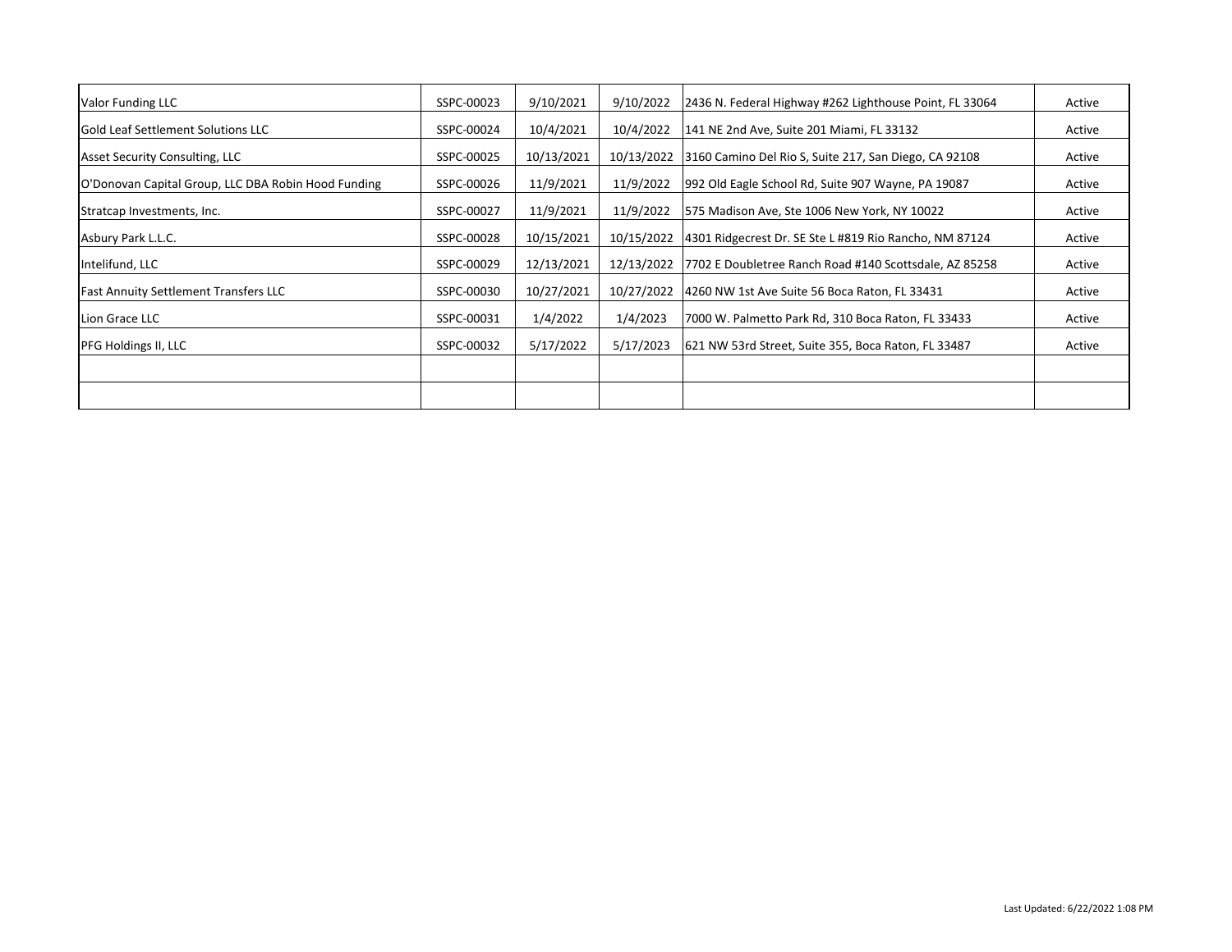| | | | | | |
|---|---|---|---|---|---|
| Valor Funding LLC | SSPC-00023 | 9/10/2021 | 9/10/2022 | 2436 N. Federal Highway #262 Lighthouse Point, FL 33064 | Active |
| Gold Leaf Settlement Solutions LLC | SSPC-00024 | 10/4/2021 | 10/4/2022 | 141 NE 2nd Ave, Suite 201 Miami, FL 33132 | Active |
| Asset Security Consulting, LLC | SSPC-00025 | 10/13/2021 | 10/13/2022 | 3160 Camino Del Rio S, Suite 217, San Diego, CA 92108 | Active |
| O'Donovan Capital Group, LLC DBA Robin Hood Funding | SSPC-00026 | 11/9/2021 | 11/9/2022 | 992 Old Eagle School Rd, Suite 907 Wayne, PA 19087 | Active |
| Stratcap Investments, Inc. | SSPC-00027 | 11/9/2021 | 11/9/2022 | 575 Madison Ave, Ste 1006 New York, NY 10022 | Active |
| Asbury Park L.L.C. | SSPC-00028 | 10/15/2021 | 10/15/2022 | 4301 Ridgecrest Dr. SE Ste L #819 Rio Rancho, NM 87124 | Active |
| Intelifund, LLC | SSPC-00029 | 12/13/2021 | 12/13/2022 | 7702 E Doubletree Ranch Road #140 Scottsdale, AZ 85258 | Active |
| Fast Annuity Settlement Transfers LLC | SSPC-00030 | 10/27/2021 | 10/27/2022 | 4260 NW 1st Ave Suite 56 Boca Raton, FL 33431 | Active |
| Lion Grace LLC | SSPC-00031 | 1/4/2022 | 1/4/2023 | 7000 W. Palmetto Park Rd, 310 Boca Raton, FL 33433 | Active |
| PFG Holdings II, LLC | SSPC-00032 | 5/17/2022 | 5/17/2023 | 621 NW 53rd Street, Suite 355, Boca Raton, FL 33487 | Active |
| | | | | | |
| | | | | | |

Last Updated: 6/22/2022 1:08 PM